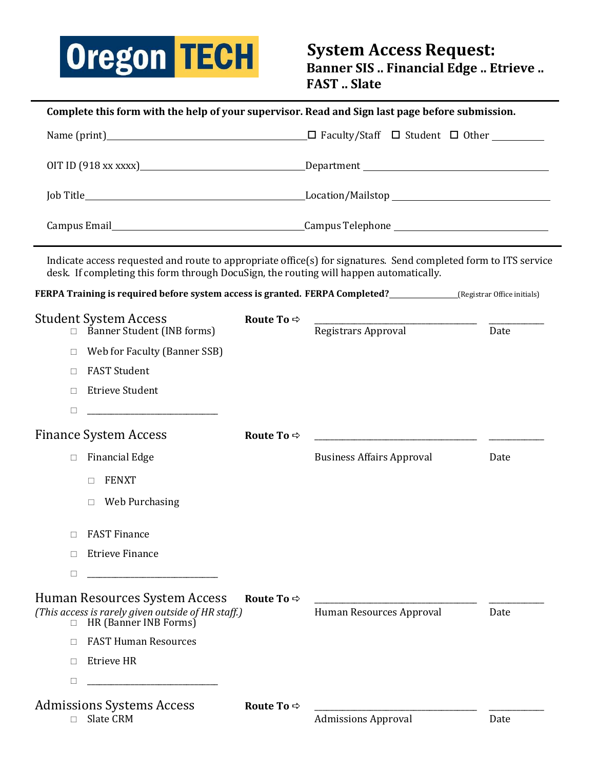**Oregon TECH**

# System Access Request:

## Banner SIS .. Financial Edge .. Etrieve .. FAST .. Slate

**Complete this form with the help of your supervisor. Read and Sign last page before submission.**

Name (print)\_\_\_\_\_\_\_\_\_\_\_\_\_\_\_\_\_\_\_\_ ☐ Faculty/Staff ☐ Student ☐ Other \_\_\_\_\_\_\_\_\_\_

OIT ID (918 xx xxxx)\_\_\_\_\_\_\_\_\_\_\_\_\_\_\_\_\_\_\_\_ Department \_\_\_\_\_\_\_\_\_\_\_\_\_\_\_\_\_\_\_\_

Job Title\_\_\_\_\_\_\_\_\_\_\_\_\_\_\_\_\_\_\_\_ Location/Mailstop \_\_\_\_\_\_\_\_\_\_\_\_\_\_\_\_\_\_\_\_

Campus Email\_\_\_\_\_\_\_\_\_\_\_\_\_\_\_\_\_\_\_\_ Campus Telephone \_\_\_\_\_\_\_\_\_\_\_\_\_\_\_\_\_\_\_\_

---

Indicate access requested and route to appropriate office(s) for signatures. Send completed form to ITS service desk. If completing this form through DocuSign, the routing will happen automatically.

**FERPA Training is required before system access is granted. FERPA Completed?**\_\_\_\_\_\_\_\_\_\_(Registrar Office initials)

### Student System Access

**Route To ⇨** \_\_\_\_\_\_\_\_\_\_\_\_\_\_\_\_\_\_\_\_ Registrars Approval \_\_\_\_\_\_\_\_ Date

- ☐ Banner Student (INB forms)
- ☐ Web for Faculty (Banner SSB)
- ☐ FAST Student
- ☐ Etrieve Student
- ☐ \_\_\_\_\_\_\_\_\_\_\_\_\_\_\_\_\_\_\_\_

### Finance System Access

**Route To ⇨** \_\_\_\_\_\_\_\_\_\_\_\_\_\_\_\_\_\_\_\_ Business Affairs Approval \_\_\_\_\_\_\_\_ Date

- ☐ Financial Edge
  - ☐ FENXT
  - ☐ Web Purchasing
- ☐ FAST Finance
- ☐ Etrieve Finance
- ☐ \_\_\_\_\_\_\_\_\_\_\_\_\_\_\_\_\_\_\_\_

### Human Resources System Access

*(This access is rarely given outside of HR staff.)*

**Route To ⇨** \_\_\_\_\_\_\_\_\_\_\_\_\_\_\_\_\_\_\_\_ Human Resources Approval \_\_\_\_\_\_\_\_ Date

- ☐ HR (Banner INB Forms)
- ☐ FAST Human Resources
- ☐ Etrieve HR
- ☐ \_\_\_\_\_\_\_\_\_\_\_\_\_\_\_\_\_\_\_\_

### Admissions Systems Access

**Route To ⇨** \_\_\_\_\_\_\_\_\_\_\_\_\_\_\_\_\_\_\_\_ Admissions Approval \_\_\_\_\_\_\_\_ Date

- ☐ Slate CRM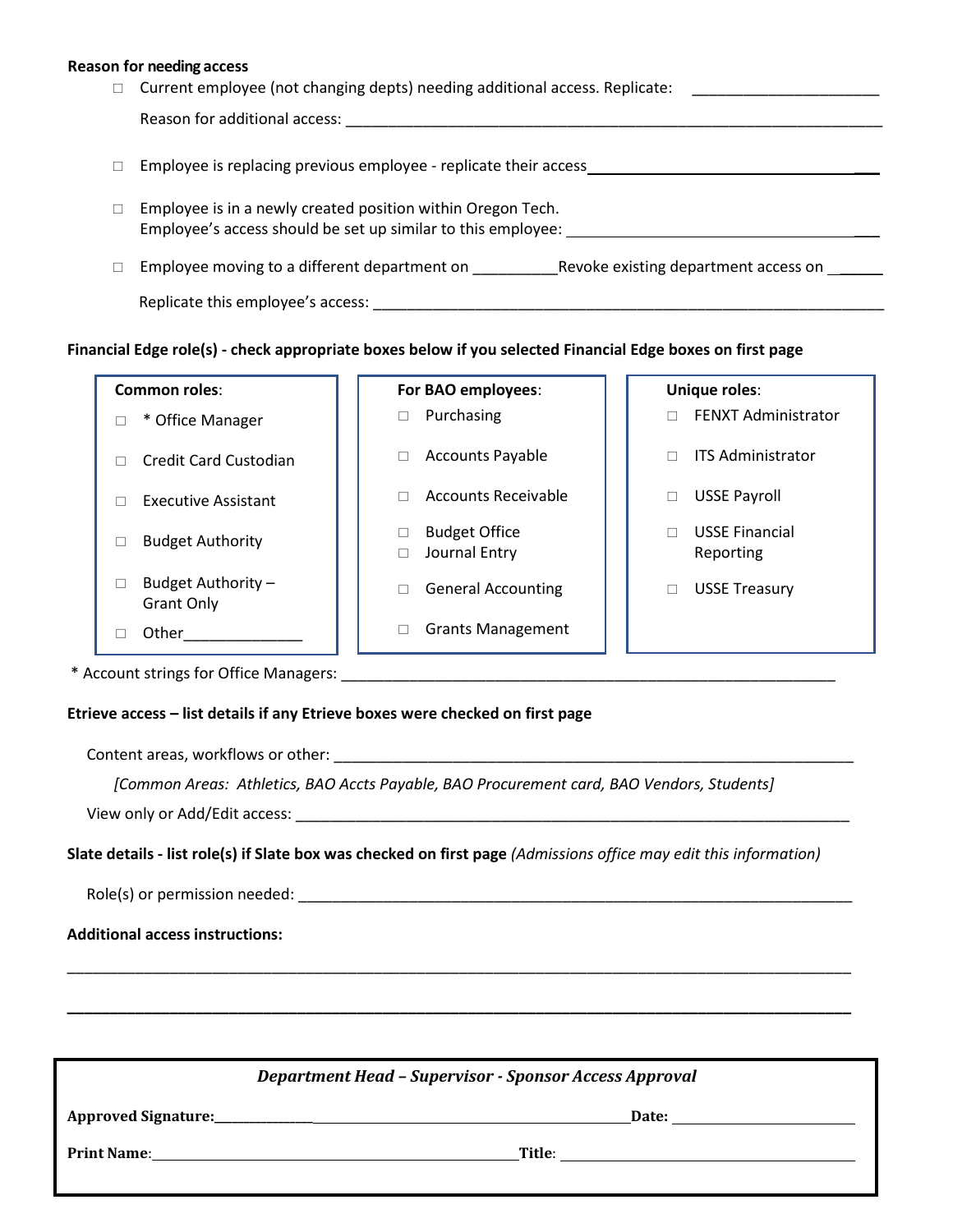**Reason for needing access**

- ☐ Current employee (not changing depts) needing additional access. Replicate: ______________________

  Reason for additional access: ____________________________________________________________________

- ☐ Employee is replacing previous employee - replicate their access ___________________________________

- ☐ Employee is in a newly created position within Oregon Tech.
  Employee's access should be set up similar to this employee: ____________________________________

- ☐ Employee moving to a different department on __________Revoke existing department access on ______

  Replicate this employee's access: _________________________________________________________________

**Financial Edge role(s) - check appropriate boxes below if you selected Financial Edge boxes on first page**

| **Common roles**: | **For BAO employees**: | **Unique roles**: |
|---|---|---|
| ☐ * Office Manager | ☐ Purchasing | ☐ FENXT Administrator |
| ☐ Credit Card Custodian | ☐ Accounts Payable | ☐ ITS Administrator |
| ☐ Executive Assistant | ☐ Accounts Receivable | ☐ USSE Payroll |
| ☐ Budget Authority | ☐ Budget Office<br>☐ Journal Entry | ☐ USSE Financial Reporting |
| ☐ Budget Authority – Grant Only | ☐ General Accounting | ☐ USSE Treasury |
| ☐ Other______________ | ☐ Grants Management | |

\* Account strings for Office Managers: ______________________________________________________________

**Etrieve access – list details if any Etrieve boxes were checked on first page**

Content areas, workflows or other: __________________________________________________________________

*[Common Areas: Athletics, BAO Accts Payable, BAO Procurement card, BAO Vendors, Students]*

View only or Add/Edit access: ______________________________________________________________________

**Slate details - list role(s) if Slate box was checked on first page** *(Admissions office may edit this information)*

Role(s) or permission needed: ______________________________________________________________________

**Additional access instructions:**

_____________________________________________________________________________________________

_____________________________________________________________________________________________

***Department Head – Supervisor - Sponsor Access Approval***

**Approved Signature:**_______________________________________________________________ **Date:** _________________________

**Print Name**:_______________________________________________________ **Title**: _________________________________________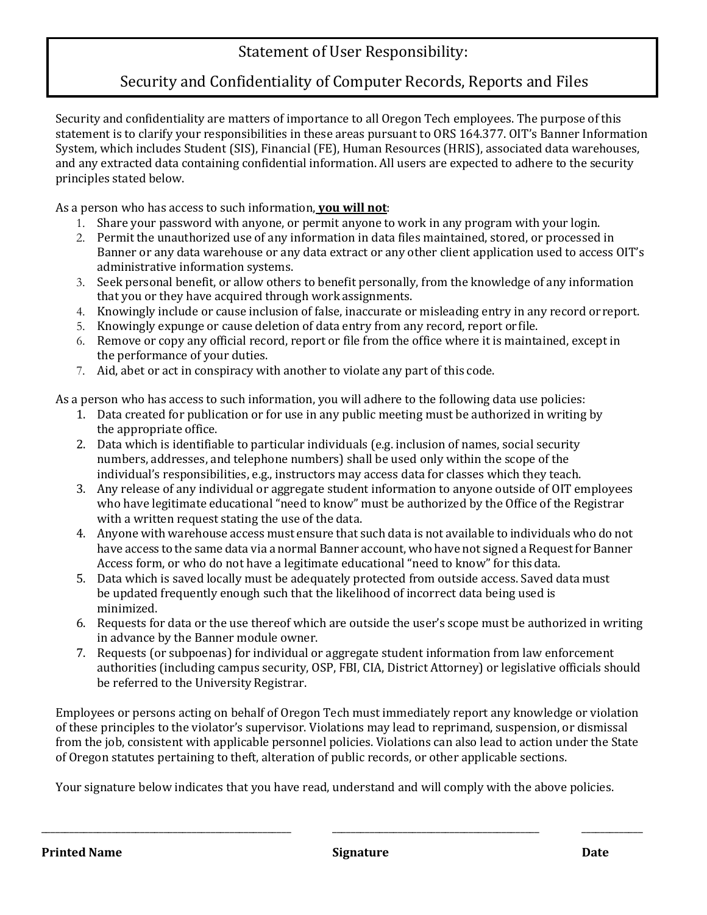# Statement of User Responsibility:

## Security and Confidentiality of Computer Records, Reports and Files

Security and confidentiality are matters of importance to all Oregon Tech employees. The purpose of this statement is to clarify your responsibilities in these areas pursuant to ORS 164.377. OIT's Banner Information System, which includes Student (SIS), Financial (FE), Human Resources (HRIS), associated data warehouses, and any extracted data containing confidential information. All users are expected to adhere to the security principles stated below.

As a person who has access to such information, **you will not**:

1. Share your password with anyone, or permit anyone to work in any program with your login.
2. Permit the unauthorized use of any information in data files maintained, stored, or processed in Banner or any data warehouse or any data extract or any other client application used to access OIT's administrative information systems.
3. Seek personal benefit, or allow others to benefit personally, from the knowledge of any information that you or they have acquired through work assignments.
4. Knowingly include or cause inclusion of false, inaccurate or misleading entry in any record or report.
5. Knowingly expunge or cause deletion of data entry from any record, report or file.
6. Remove or copy any official record, report or file from the office where it is maintained, except in the performance of your duties.
7. Aid, abet or act in conspiracy with another to violate any part of this code.

As a person who has access to such information, you will adhere to the following data use policies:

1. Data created for publication or for use in any public meeting must be authorized in writing by the appropriate office.
2. Data which is identifiable to particular individuals (e.g. inclusion of names, social security numbers, addresses, and telephone numbers) shall be used only within the scope of the individual's responsibilities, e.g., instructors may access data for classes which they teach.
3. Any release of any individual or aggregate student information to anyone outside of OIT employees who have legitimate educational "need to know" must be authorized by the Office of the Registrar with a written request stating the use of the data.
4. Anyone with warehouse access must ensure that such data is not available to individuals who do not have access to the same data via a normal Banner account, who have not signed a Request for Banner Access form, or who do not have a legitimate educational "need to know" for this data.
5. Data which is saved locally must be adequately protected from outside access. Saved data must be updated frequently enough such that the likelihood of incorrect data being used is minimized.
6. Requests for data or the use thereof which are outside the user's scope must be authorized in writing in advance by the Banner module owner.
7. Requests (or subpoenas) for individual or aggregate student information from law enforcement authorities (including campus security, OSP, FBI, CIA, District Attorney) or legislative officials should be referred to the University Registrar.

Employees or persons acting on behalf of Oregon Tech must immediately report any knowledge or violation of these principles to the violator's supervisor. Violations may lead to reprimand, suspension, or dismissal from the job, consistent with applicable personnel policies. Violations can also lead to action under the State of Oregon statutes pertaining to theft, alteration of public records, or other applicable sections.

Your signature below indicates that you have read, understand and will comply with the above policies.

| | | |
|---|---|---|
| ______________________________ | ______________________________ | __________ |
| **Printed Name** | **Signature** | **Date** |